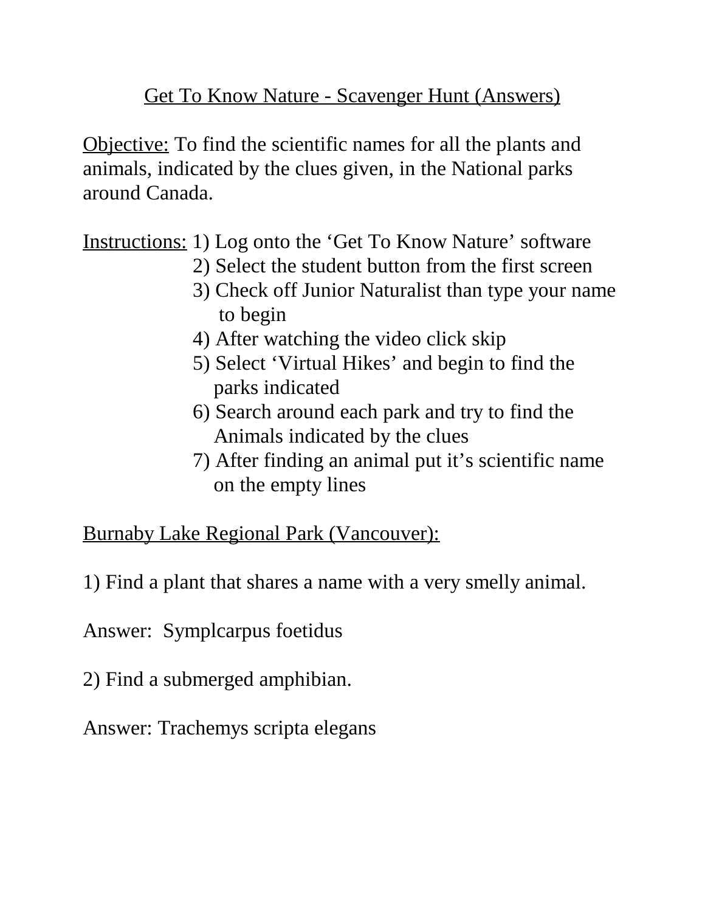# Get To Know Nature - Scavenger Hunt (Answers)

Objective: To find the scientific names for all the plants and animals, indicated by the clues given, in the National parks around Canada.

Instructions:
1) Log onto the 'Get To Know Nature' software
2) Select the student button from the first screen
3) Check off Junior Naturalist than type your name to begin
4) After watching the video click skip
5) Select 'Virtual Hikes' and begin to find the parks indicated
6) Search around each park and try to find the Animals indicated by the clues
7) After finding an animal put it's scientific name on the empty lines

## Burnaby Lake Regional Park (Vancouver):

1) Find a plant that shares a name with a very smelly animal.

Answer: Symplcarpus foetidus

2) Find a submerged amphibian.

Answer: Trachemys scripta elegans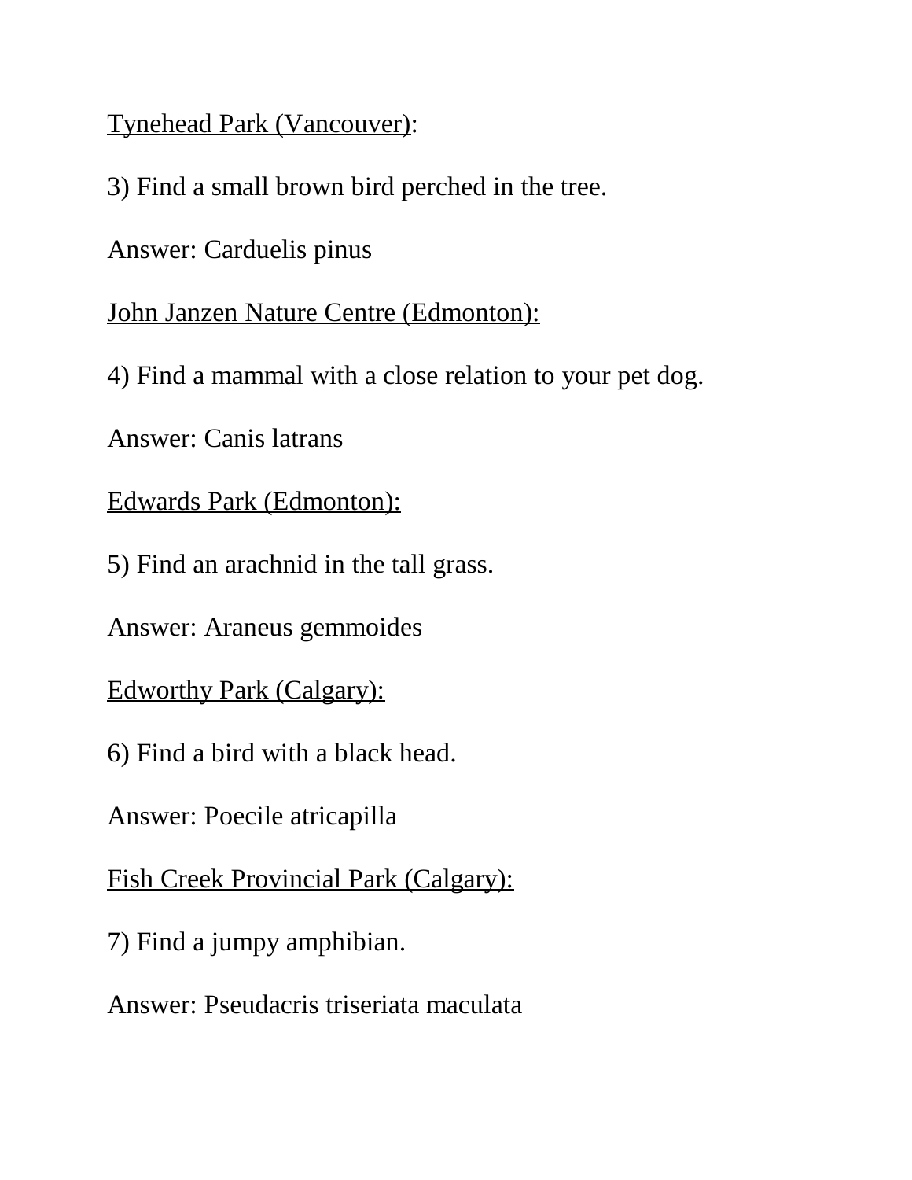<u>Tynehead Park (Vancouver)</u>:

3) Find a small brown bird perched in the tree.

Answer: Carduelis pinus

<u>John Janzen Nature Centre (Edmonton):</u>

4) Find a mammal with a close relation to your pet dog.

Answer: Canis latrans

<u>Edwards Park (Edmonton):</u>

5) Find an arachnid in the tall grass.

Answer: Araneus gemmoides

<u>Edworthy Park (Calgary):</u>

6) Find a bird with a black head.

Answer: Poecile atricapilla

<u>Fish Creek Provincial Park (Calgary):</u>

7) Find a jumpy amphibian.

Answer: Pseudacris triseriata maculata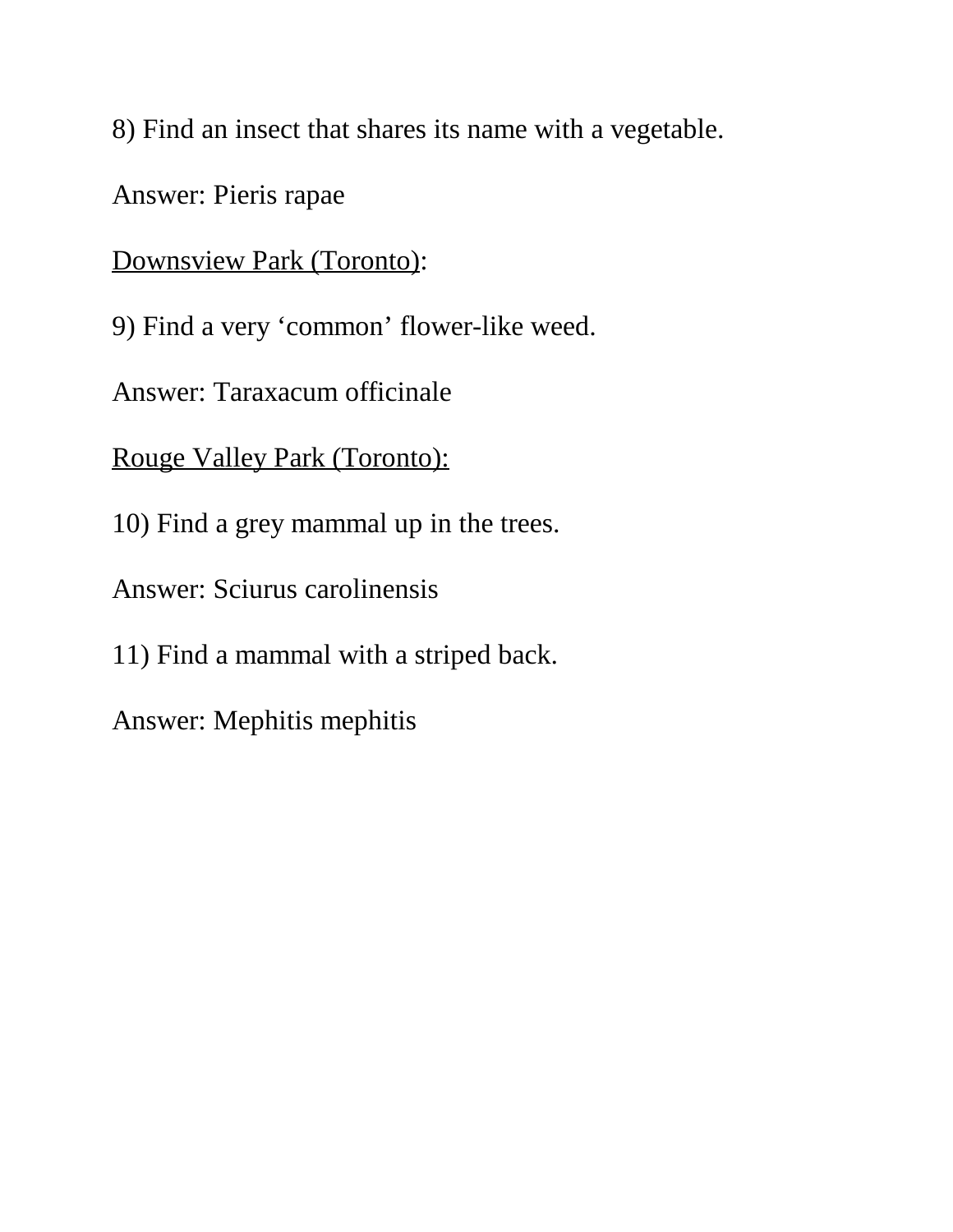8) Find an insect that shares its name with a vegetable.

Answer: Pieris rapae

<u>Downsview Park (Toronto)</u>:

9) Find a very ‘common’ flower-like weed.

Answer: Taraxacum officinale

<u>Rouge Valley Park (Toronto):</u>

10) Find a grey mammal up in the trees.

Answer: Sciurus carolinensis

11) Find a mammal with a striped back.

Answer: Mephitis mephitis